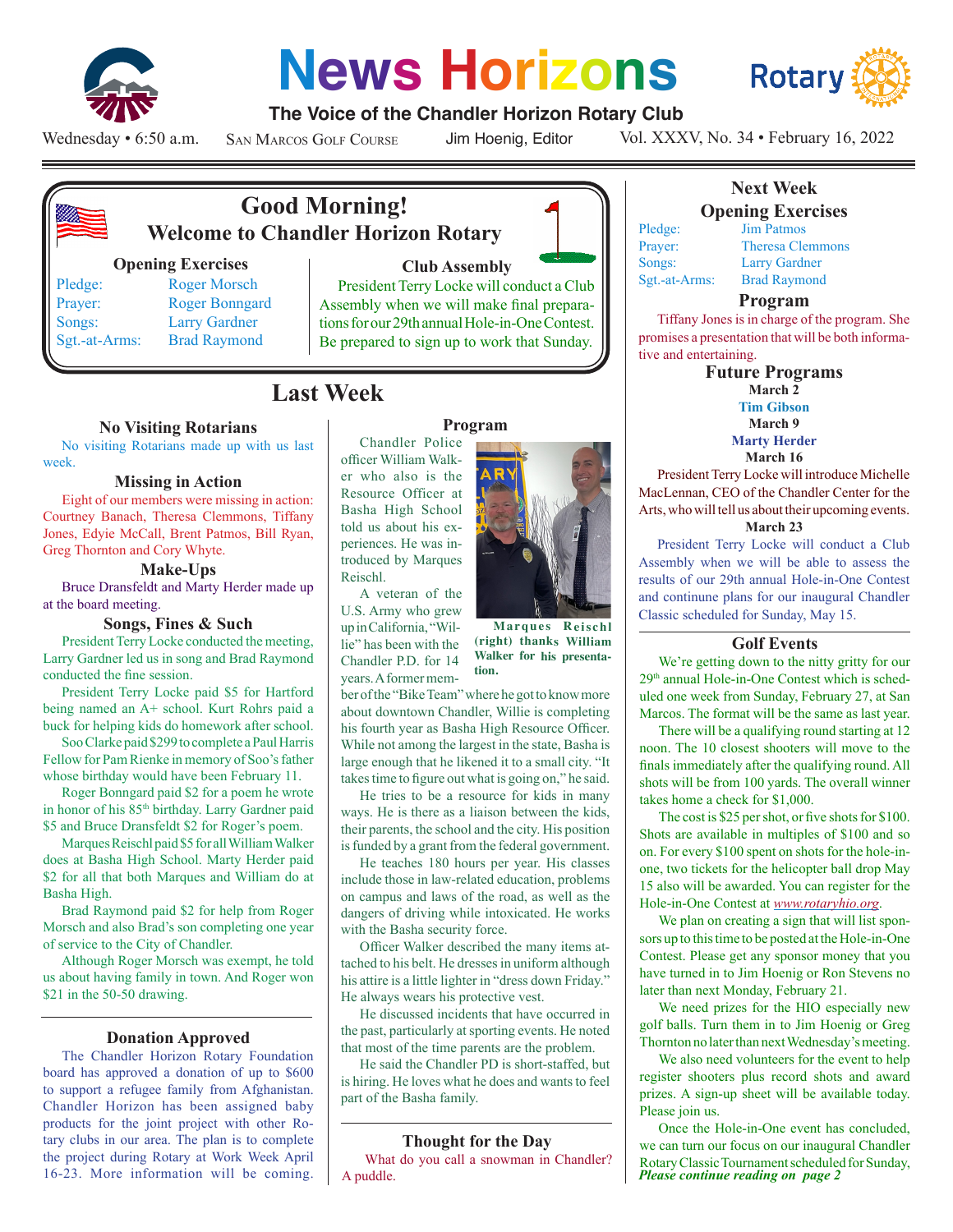# News Horizons

**The Voice of the Chandler Horizon Rotary Club**

Wednesday • 6:50 a.m. San Marcos Golf Course Jim Hoenig, Editor Vol. XXXV, No. 34 • February 16, 2022

## Good Morning!
### Welcome to Chandler Horizon Rotary

**Opening Exercises**

| | |
|---|---|
| Pledge: | Roger Morsch |
| Prayer: | Roger Bonngard |
| Songs: | Larry Gardner |
| Sgt.-at-Arms: | Brad Raymond |

**Club Assembly**

President Terry Locke will conduct a Club Assembly when we will make final preparations for our 29th annual Hole-in-One Contest. Be prepared to sign up to work that Sunday.

## Last Week

### No Visiting Rotarians

No visiting Rotarians made up with us last week.

### Missing in Action

Eight of our members were missing in action: Courtney Banach, Theresa Clemmons, Tiffany Jones, Edyie McCall, Bret Patmos, Bill Ryan, Greg Thornton and Cory Whyte.

### Make-Ups

Bruce Dransfeldt and Marty Herder made up at the board meeting.

### Songs, Fines & Such

President Terry Locke conducted the meeting, Larry Gardner led us in song and Brad Raymond conducted the fine session.

President Terry Locke paid $5 for Hartford being named an A+ school. Kurt Rohrs paid a buck for helping kids do homework after school.

Soo Clarke paid $299 to complete a Paul Harris Fellow for Pam Rienke in memory of Soo's father whose birthday would have been February 11.

Roger Bonngard paid $2 for a poem he wrote in honor of his 85th birthday. Larry Gardner paid $5 and Bruce Dransfeldt $2 for Roger's poem.

Marques Reischl paid $5 for all William Walker does at Basha High School. Marty Herder paid $2 for all that both Marques and William do at Basha High.

Brad Raymond paid $2 for help from Roger Morsch and also Brad's son completing one year of service to the City of Chandler.

Although Roger Morsch was exempt, he told us about having family in town. And Roger won $21 in the 50-50 drawing.

### Donation Approved

The Chandler Horizon Rotary Foundation board has approved a donation of up to $600 to support a refugee family from Afghanistan. Chandler Horizon has been assigned baby products for the joint project with other Rotary clubs in our area. The plan is to complete the project during Rotary at Work Week April 16-23. More information will be coming.

### Program

Chandler Police officer William Walker who also is the Resource Officer at Basha High School told us about his experiences. He was introduced by Marques Reischl.

**Marques Reischl (right) thanks William Walker for his presentation.**

A veteran of the U.S. Army who grew up in California, "Willie" has been with the Chandler P.D. for 14 years. A former member of the "Bike Team" where he got to know more about downtown Chandler, Willie is completing his fourth year as Basha High Resource Officer. While not among the largest in the state, Basha is large enough that he likened it to a small city. "It takes time to figure out what is going on," he said.

He tries to be a resource for kids in many ways. He is there as a liaison between the kids, their parents, the school and the city. His position is funded by a grant from the federal government.

He teaches 180 hours per year. His classes include those in law-related education, problems on campus and laws of the road, as well as the dangers of driving while intoxicated. He works with the Basha security force.

Officer Walker described the many items attached to his belt. He dresses in uniform although his attire is a little lighter in "dress down Friday." He always wears his protective vest.

He discussed incidents that have occurred in the past, particularly at sporting events. He noted that most of the time parents are the problem.

He said the Chandler PD is short-staffed, but is hiring. He loves what he does and wants to feel part of the Basha family.

### Thought for the Day

What do you call a snowman in Chandler? A puddle.

## Next Week

### Opening Exercises

| | |
|---|---|
| Pledge: | Jim Patmos |
| Prayer: | Theresa Clemmons |
| Songs: | Larry Gardner |
| Sgt.-at-Arms: | Brad Raymond |

### Program

Tiffany Jones is in charge of the program. She promises a presentation that will be both informative and entertaining.

### Future Programs

**March 2**
Tim Gibson

**March 9**
Marty Herder

**March 16**
President Terry Locke will introduce Michelle MacLennan, CEO of the Chandler Center for the Arts, who will tell us about their upcoming events.

**March 23**
President Terry Locke will conduct a Club Assembly when we will be able to assess the results of our 29th annual Hole-in-One Contest and continune plans for our inaugural Chandler Classic scheduled for Sunday, May 15.

### Golf Events

We're getting down to the nitty gritty for our 29th annual Hole-in-One Contest which is scheduled one week from Sunday, February 27, at San Marcos. The format will be the same as last year.

There will be a qualifying round starting at 12 noon. The 10 closest shooters will move to the finals immediately after the qualifying round. All shots will be from 100 yards. The overall winner takes home a check for $1,000.

The cost is $25 per shot, or five shots for $100. Shots are available in multiples of $100 and so on. For every $100 spent on shots for the hole-in-one, two tickets for the helicopter ball drop May 15 also will be awarded. You can register for the Hole-in-One Contest at *www.rotaryhio.org*.

We plan on creating a sign that will list sponsors up to this time to be posted at the Hole-in-One Contest. Please get any sponsor money that you have turned in to Jim Hoenig or Ron Stevens no later than next Monday, February 21.

We need prizes for the HIO especially new golf balls. Turn them in to Jim Hoenig or Greg Thornton no later than next Wednesday's meeting.

We also need volunteers for the event to help register shooters plus record shots and award prizes. A sign-up sheet will be available today. Please join us.

Once the Hole-in-One event has concluded, we can turn our focus on our inaugural Chandler Rotary Classic Tournament scheduled for Sunday,

***Please continue reading on page 2***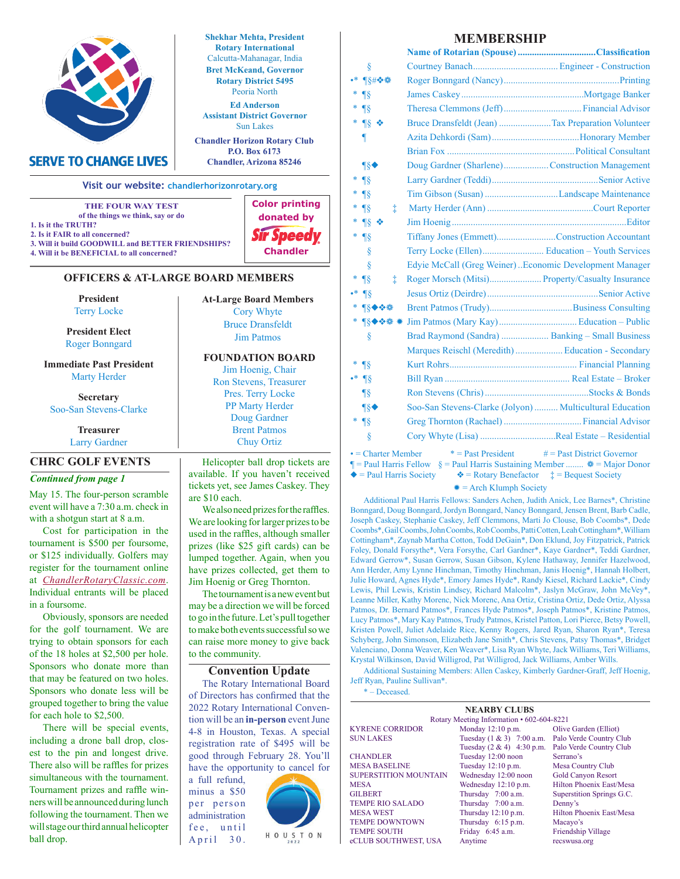**SERVE TO CHANGE LIVES**

**Shekhar Mehta, President**
**Rotary International**
Calcutta-Mahanagar, India
**Bret McKeand, Governor**
**Rotary District 5495**
Peoria North
**Ed Anderson**
**Assistant District Governor**
Sun Lakes
**Chandler Horizon Rotary Club**
**P.O. Box 6173**
**Chandler, Arizona 85246**

Visit our website: chandlerhorizonrotary.org

**THE FOUR WAY TEST**
**of the things we think, say or do**
1. Is it the TRUTH?
2. Is it FAIR to all concerned?
3. Will it build GOODWILL and BETTER FRIENDSHIPS?
4. Will it be BENEFICIAL to all concerned?

Color printing donated by Sir Speedy Chandler

## OFFICERS & AT-LARGE BOARD MEMBERS

**President**
Terry Locke

**President Elect**
Roger Bonngard

**Immediate Past President**
Marty Herder

**Secretary**
Soo-San Stevens-Clarke

**Treasurer**
Larry Gardner

**At-Large Board Members**
Cory Whyte
Bruce Dransfeldt
Jim Patmos

**FOUNDATION BOARD**
Jim Hoenig, Chair
Ron Stevens, Treasurer
Pres. Terry Locke
PP Marty Herder
Doug Gardner
Brent Patmos
Chuy Ortiz

## CHRC GOLF EVENTS

*Continued from page 1*

May 15. The four-person scramble event will have a 7:30 a.m. check in with a shotgun start at 8 a.m.

Cost for participation in the tournament is $500 per foursome, or $125 individually. Golfers may register for the tournament online at *ChandlerRotaryClassic.com*. Individual entrants will be placed in a foursome.

Obviously, sponsors are needed for the golf tournament. We are trying to obtain sponsors for each of the 18 holes at $2,500 per hole. Sponsors who donate more than that may be featured on two holes. Sponsors who donate less will be grouped together to bring the value for each hole to $2,500.

There will be special events, including a drone ball drop, closest to the pin and longest drive. There also will be raffles for prizes simultaneous with the tournament. Tournament prizes and raffle winners will be announced during lunch following the tournament. Then we will stage our third annual helicopter ball drop.

Helicopter ball drop tickets are available. If you haven't received tickets yet, see James Caskey. They are $10 each.

We also need prizes for the raffles. We are looking for larger prizes to be used in the raffles, although smaller prizes (like $25 gift cards) can be lumped together. Again, when you have prizes collected, get them to Jim Hoenig or Greg Thornton.

The tournament is a new event but may be a direction we will be forced to go in the future. Let's pull together to make both events successful so we can raise more money to give back to the community.

## Convention Update

The Rotary International Board of Directors has confirmed that the 2022 Rotary International Convention will be an **in-person** event June 4-8 in Houston, Texas. A special registration rate of $495 will be good through February 28. You'll have the opportunity to cancel for a full refund, minus a $50 per person administration fee, until April 30.

HOUSTON 2022

## MEMBERSHIP

| | Name of Rotarian (Spouse) | Classification |
|---|---|---|
| § | Courtney Banach | Engineer - Construction |
| •* ¶§#❖❁ | Roger Bonngard (Nancy) | Printing |
| * ¶§ | James Caskey | Mortgage Banker |
| * ¶§ | Theresa Clemmons (Jeff) | Financial Advisor |
| * ¶§ ❖ | Bruce Dransfeldt (Jean) | Tax Preparation Volunteer |
| ¶ | Azita Dehkordi (Sam) | Honorary Member |
| | Brian Fox | Political Consultant |
| ¶§◆ | Doug Gardner (Sharlene) | Construction Management |
| * ¶§ | Larry Gardner (Teddi) | Senior Active |
| * ¶§ | Tim Gibson (Susan) | Landscape Maintenance |
| * ¶§ ‡ | Marty Herder (Ann) | Court Reporter |
| * ¶§ ❖ | Jim Hoenig | Editor |
| * ¶§ | Tiffany Jones (Emmett) | Construction Accountant |
| § | Terry Locke (Ellen) | Education – Youth Services |
| § | Edyie McCall (Greg Weiner) | Economic Development Manager |
| * ¶§ ‡ | Roger Morsch (Mitsi) | Property/Casualty Insurance |
| •* ¶§ | Jesus Ortiz (Deirdre) | Senior Active |
| * ¶§◆❖❁ | Brent Patmos (Trudy) | Business Consulting |
| * ¶§◆❖❁ ✹ | Jim Patmos (Mary Kay) | Education – Public |
| § | Brad Raymond (Sandra) | Banking – Small Business |
| | Marques Reischl (Meredith) | Education - Secondary |
| * ¶§ | Kurt Rohrs | Financial Planning |
| •* ¶§ | Bill Ryan | Real Estate – Broker |
| ¶§ | Ron Stevens (Chris) | Stocks & Bonds |
| ¶§◆ | Soo-San Stevens-Clarke (Jolyon) | Multicultural Education |
| * ¶§ | Greg Thornton (Rachael) | Financial Advisor |
| § | Cory Whyte (Lisa) | Real Estate – Residential |

• = Charter Member * = Past President # = Past District Governor
¶ = Paul Harris Fellow § = Paul Harris Sustaining Member ❁ = Major Donor
◆ = Paul Harris Society ❖ = Rotary Benefactor ‡ = Bequest Society
✹ = Arch Klumph Society

Additional Paul Harris Fellows: Sanders Achen, Judith Anick, Lee Barnes*, Christine Bonngard, Doug Bonngard, Jordyn Bonngard, Nancy Bonngard, Jensen Brent, Barb Cadle, Joseph Caskey, Stephanie Caskey, Jeff Clemmons, Marti Jo Clouse, Bob Coombs*, Dede Coombs*, Gail Coombs, John Coombs, Rob Coombs, Patti Cotten, Leah Cottingham*, William Cottingham*, Zaynab Martha Cotton, Todd DeGain*, Don Eklund, Joy Fitzpatrick, Patrick Foley, Donald Forsythe*, Vera Forsythe, Carl Gardner*, Kaye Gardner*, Teddi Gardner, Edward Gerrow*, Susan Gerrow, Susan Gibson, Kylene Hathaway, Jennifer Hazelwood, Ann Herder, Amy Lynne Hinchman, Timothy Hinchman, Janis Hoenig*, Hannah Holbert, Julie Howard, Agnes Hyde*, Emory James Hyde*, Randy Kiesel, Richard Lackie*, Cindy Lewis, Phil Lewis, Kristin Lindsey, Richard Malcolm*, Jaslyn McGraw, John McVey*, Leanne Miller, Kathy Morenc, Nick Morenc, Ana Ortiz, Cristina Ortiz, Dede Ortiz, Alyssa Patmos, Dr. Bernard Patmos*, Frances Hyde Patmos*, Joseph Patmos*, Kristine Patmos, Lucy Patmos*, Mary Kay Patmos, Trudy Patmos, Kristel Patton, Lori Pierce, Betsy Powell, Kristen Powell, Juliet Adelaide Rice, Kenny Rogers, Jared Ryan, Sharon Ryan*, Teresa Schyberg, John Simonson, Elizabeth Jane Smith*, Chris Stevens, Patsy Thomas*, Bridget Valenciano, Donna Weaver, Ken Weaver*, Lisa Ryan Whyte, Jack Williams, Teri Williams, Krystal Wilkinson, David Willigrod, Pat Willigrod, Jack Williams, Amber Wills.

Additional Sustaining Members: Allen Caskey, Kimberly Gardner-Graff, Jeff Hoenig, Jeff Ryan, Pauline Sullivan*.

* – Deceased.

## NEARBY CLUBS

Rotary Meeting Information • 602-604-8221

| | | |
|---|---|---|
| KYRENE CORRIDOR | Monday 12:10 p.m. | Olive Garden (Elliot) |
| SUN LAKES | Tuesday (1 & 3) 7:00 a.m. | Palo Verde Country Club |
| | Tuesday (2 & 4) 4:30 p.m. | Palo Verde Country Club |
| CHANDLER | Tuesday 12:00 noon | Serrano's |
| MESA BASELINE | Tuesday 12:10 p.m. | Mesa Country Club |
| SUPERSTITION MOUNTAIN | Wednesday 12:00 noon | Gold Canyon Resort |
| MESA | Wednesday 12:10 p.m. | Hilton Phoenix East/Mesa |
| GILBERT | Thursday 7:00 a.m. | Superstition Springs G.C. |
| TEMPE RIO SALADO | Thursday 7:00 a.m. | Denny's |
| MESA WEST | Thursday 12:10 p.m. | Hilton Phoenix East/Mesa |
| TEMPE DOWNTOWN | Thursday 6:15 p.m. | Macayo's |
| TEMPE SOUTH | Friday 6:45 a.m. | Friendship Village |
| eCLUB SOUTHWEST, USA | Anytime | recswusa.org |